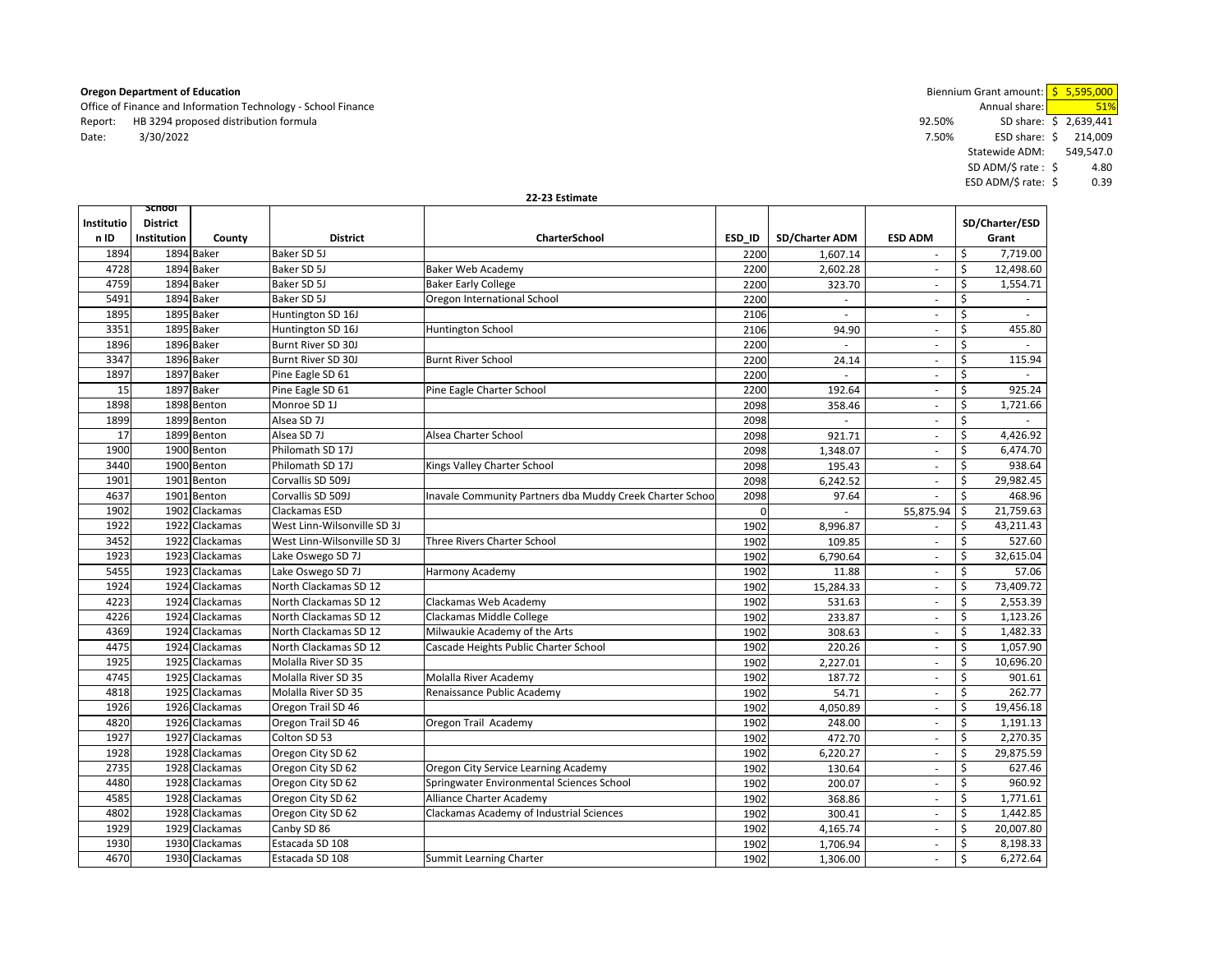**Oregon Department of Education**

Office of Finance and Information Technology - School Finance

Report: HB 3294 proposed distribution formula

Date: 3/30/2022

| | | |
|---|---|---|
| | Biennium Grant amount: | $ 5,595,000 |
| | Annual share: | 51% |
| 92.50% | SD share: | $ 2,639,441 |
| 7.50% | ESD share: | $ 214,009 |
| | Statewide ADM: | 549,547.0 |
| | SD ADM/$ rate : | $ 4.80 |
| | ESD ADM/$ rate: | $ 0.39 |

**22-23 Estimate**

| Institution ID | School District Institution | County | District | CharterSchool | ESD_ID | SD/Charter ADM | ESD ADM | SD/Charter/ESD Grant |
|---|---|---|---|---|---|---|---|---|
| 1894 | 1894 | Baker | Baker SD 5J | | 2200 | 1,607.14 | - | $ 7,719.00 |
| 4728 | 1894 | Baker | Baker SD 5J | Baker Web Academy | 2200 | 2,602.28 | - | $ 12,498.60 |
| 4759 | 1894 | Baker | Baker SD 5J | Baker Early College | 2200 | 323.70 | - | $ 1,554.71 |
| 5491 | 1894 | Baker | Baker SD 5J | Oregon International School | 2200 | - | - | $ - |
| 1895 | 1895 | Baker | Huntington SD 16J | | 2106 | - | - | $ - |
| 3351 | 1895 | Baker | Huntington SD 16J | Huntington School | 2106 | 94.90 | - | $ 455.80 |
| 1896 | 1896 | Baker | Burnt River SD 30J | | 2200 | - | - | $ - |
| 3347 | 1896 | Baker | Burnt River SD 30J | Burnt River School | 2200 | 24.14 | - | $ 115.94 |
| 1897 | 1897 | Baker | Pine Eagle SD 61 | | 2200 | - | - | $ - |
| 15 | 1897 | Baker | Pine Eagle SD 61 | Pine Eagle Charter School | 2200 | 192.64 | - | $ 925.24 |
| 1898 | 1898 | Benton | Monroe SD 1J | | 2098 | 358.46 | - | $ 1,721.66 |
| 1899 | 1899 | Benton | Alsea SD 7J | | 2098 | - | - | $ - |
| 17 | 1899 | Benton | Alsea SD 7J | Alsea Charter School | 2098 | 921.71 | - | $ 4,426.92 |
| 1900 | 1900 | Benton | Philomath SD 17J | | 2098 | 1,348.07 | - | $ 6,474.70 |
| 3440 | 1900 | Benton | Philomath SD 17J | Kings Valley Charter School | 2098 | 195.43 | - | $ 938.64 |
| 1901 | 1901 | Benton | Corvallis SD 509J | | 2098 | 6,242.52 | - | $ 29,982.45 |
| 4637 | 1901 | Benton | Corvallis SD 509J | Inavale Community Partners dba Muddy Creek Charter Schoo | 2098 | 97.64 | - | $ 468.96 |
| 1902 | 1902 | Clackamas | Clackamas ESD | | 0 | - | 55,875.94 | $ 21,759.63 |
| 1922 | 1922 | Clackamas | West Linn-Wilsonville SD 3J | | 1902 | 8,996.87 | - | $ 43,211.43 |
| 3452 | 1922 | Clackamas | West Linn-Wilsonville SD 3J | Three Rivers Charter School | 1902 | 109.85 | - | $ 527.60 |
| 1923 | 1923 | Clackamas | Lake Oswego SD 7J | | 1902 | 6,790.64 | - | $ 32,615.04 |
| 5455 | 1923 | Clackamas | Lake Oswego SD 7J | Harmony Academy | 1902 | 11.88 | - | $ 57.06 |
| 1924 | 1924 | Clackamas | North Clackamas SD 12 | | 1902 | 15,284.33 | - | $ 73,409.72 |
| 4223 | 1924 | Clackamas | North Clackamas SD 12 | Clackamas Web Academy | 1902 | 531.63 | - | $ 2,553.39 |
| 4226 | 1924 | Clackamas | North Clackamas SD 12 | Clackamas Middle College | 1902 | 233.87 | - | $ 1,123.26 |
| 4369 | 1924 | Clackamas | North Clackamas SD 12 | Milwaukie Academy of the Arts | 1902 | 308.63 | - | $ 1,482.33 |
| 4475 | 1924 | Clackamas | North Clackamas SD 12 | Cascade Heights Public Charter School | 1902 | 220.26 | - | $ 1,057.90 |
| 1925 | 1925 | Clackamas | Molalla River SD 35 | | 1902 | 2,227.01 | - | $ 10,696.20 |
| 4745 | 1925 | Clackamas | Molalla River SD 35 | Molalla River Academy | 1902 | 187.72 | - | $ 901.61 |
| 4818 | 1925 | Clackamas | Molalla River SD 35 | Renaissance Public Academy | 1902 | 54.71 | - | $ 262.77 |
| 1926 | 1926 | Clackamas | Oregon Trail SD 46 | | 1902 | 4,050.89 | - | $ 19,456.18 |
| 4820 | 1926 | Clackamas | Oregon Trail SD 46 | Oregon Trail Academy | 1902 | 248.00 | - | $ 1,191.13 |
| 1927 | 1927 | Clackamas | Colton SD 53 | | 1902 | 472.70 | - | $ 2,270.35 |
| 1928 | 1928 | Clackamas | Oregon City SD 62 | | 1902 | 6,220.27 | - | $ 29,875.59 |
| 2735 | 1928 | Clackamas | Oregon City SD 62 | Oregon City Service Learning Academy | 1902 | 130.64 | - | $ 627.46 |
| 4480 | 1928 | Clackamas | Oregon City SD 62 | Springwater Environmental Sciences School | 1902 | 200.07 | - | $ 960.92 |
| 4585 | 1928 | Clackamas | Oregon City SD 62 | Alliance Charter Academy | 1902 | 368.86 | - | $ 1,771.61 |
| 4802 | 1928 | Clackamas | Oregon City SD 62 | Clackamas Academy of Industrial Sciences | 1902 | 300.41 | - | $ 1,442.85 |
| 1929 | 1929 | Clackamas | Canby SD 86 | | 1902 | 4,165.74 | - | $ 20,007.80 |
| 1930 | 1930 | Clackamas | Estacada SD 108 | | 1902 | 1,706.94 | - | $ 8,198.33 |
| 4670 | 1930 | Clackamas | Estacada SD 108 | Summit Learning Charter | 1902 | 1,306.00 | - | $ 6,272.64 |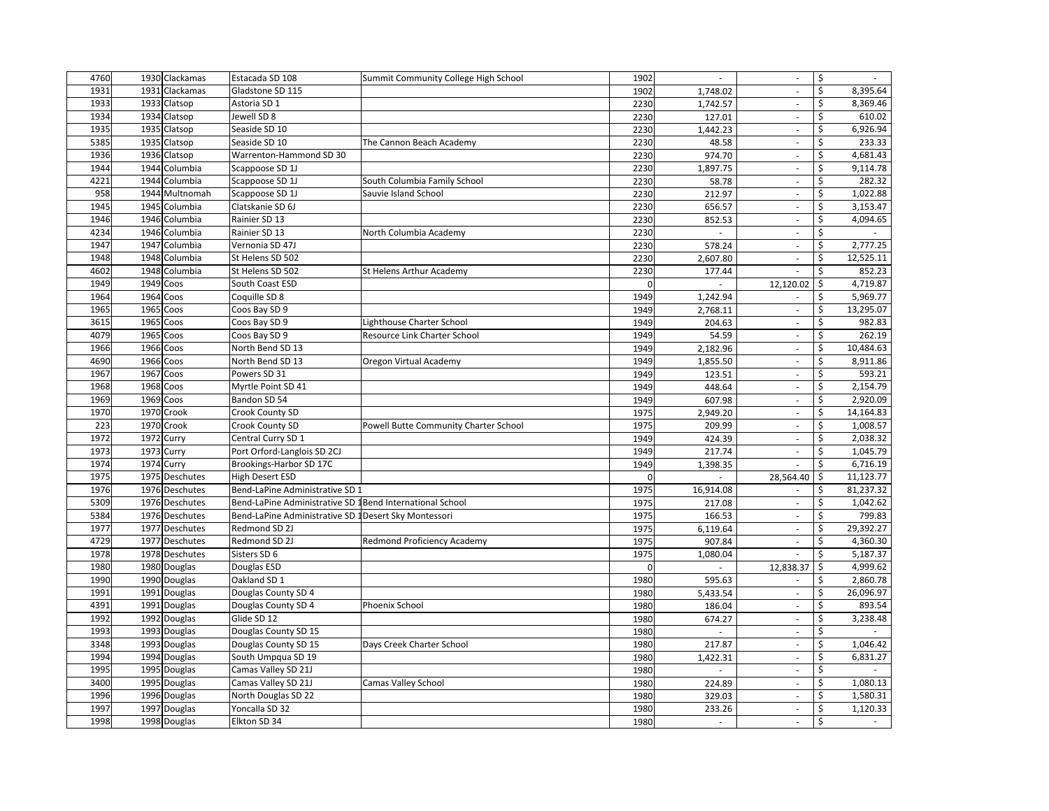| 4760 | 1930 | Clackamas | Estacada SD 108 | Summit Community College High School | 1902 | - | - | $ - |
|---|---|---|---|---|---|---|---|---|
| 1931 | 1931 | Clackamas | Gladstone SD 115 | | 1902 | 1,748.02 | - | $ 8,395.64 |
| 1933 | 1933 | Clatsop | Astoria SD 1 | | 2230 | 1,742.57 | - | $ 8,369.46 |
| 1934 | 1934 | Clatsop | Jewell SD 8 | | 2230 | 127.01 | - | $ 610.02 |
| 1935 | 1935 | Clatsop | Seaside SD 10 | | 2230 | 1,442.23 | - | $ 6,926.94 |
| 5385 | 1935 | Clatsop | Seaside SD 10 | The Cannon Beach Academy | 2230 | 48.58 | - | $ 233.33 |
| 1936 | 1936 | Clatsop | Warrenton-Hammond SD 30 | | 2230 | 974.70 | - | $ 4,681.43 |
| 1944 | 1944 | Columbia | Scappoose SD 1J | | 2230 | 1,897.75 | - | $ 9,114.78 |
| 4221 | 1944 | Columbia | Scappoose SD 1J | South Columbia Family School | 2230 | 58.78 | - | $ 282.32 |
| 958 | 1944 | Multnomah | Scappoose SD 1J | Sauvie Island School | 2230 | 212.97 | - | $ 1,022.88 |
| 1945 | 1945 | Columbia | Clatskanie SD 6J | | 2230 | 656.57 | - | $ 3,153.47 |
| 1946 | 1946 | Columbia | Rainier SD 13 | | 2230 | 852.53 | - | $ 4,094.65 |
| 4234 | 1946 | Columbia | Rainier SD 13 | North Columbia Academy | 2230 | - | - | $ - |
| 1947 | 1947 | Columbia | Vernonia SD 47J | | 2230 | 578.24 | - | $ 2,777.25 |
| 1948 | 1948 | Columbia | St Helens SD 502 | | 2230 | 2,607.80 | - | $ 12,525.11 |
| 4602 | 1948 | Columbia | St Helens SD 502 | St Helens Arthur Academy | 2230 | 177.44 | - | $ 852.23 |
| 1949 | 1949 | Coos | South Coast ESD | | 0 | - | 12,120.02 | $ 4,719.87 |
| 1964 | 1964 | Coos | Coquille SD 8 | | 1949 | 1,242.94 | - | $ 5,969.77 |
| 1965 | 1965 | Coos | Coos Bay SD 9 | | 1949 | 2,768.11 | - | $ 13,295.07 |
| 3615 | 1965 | Coos | Coos Bay SD 9 | Lighthouse Charter School | 1949 | 204.63 | - | $ 982.83 |
| 4079 | 1965 | Coos | Coos Bay SD 9 | Resource Link Charter School | 1949 | 54.59 | - | $ 262.19 |
| 1966 | 1966 | Coos | North Bend SD 13 | | 1949 | 2,182.96 | - | $ 10,484.63 |
| 4690 | 1966 | Coos | North Bend SD 13 | Oregon Virtual Academy | 1949 | 1,855.50 | - | $ 8,911.86 |
| 1967 | 1967 | Coos | Powers SD 31 | | 1949 | 123.51 | - | $ 593.21 |
| 1968 | 1968 | Coos | Myrtle Point SD 41 | | 1949 | 448.64 | - | $ 2,154.79 |
| 1969 | 1969 | Coos | Bandon SD 54 | | 1949 | 607.98 | - | $ 2,920.09 |
| 1970 | 1970 | Crook | Crook County SD | | 1975 | 2,949.20 | - | $ 14,164.83 |
| 223 | 1970 | Crook | Crook County SD | Powell Butte Community Charter School | 1975 | 209.99 | - | $ 1,008.57 |
| 1972 | 1972 | Curry | Central Curry SD 1 | | 1949 | 424.39 | - | $ 2,038.32 |
| 1973 | 1973 | Curry | Port Orford-Langlois SD 2CJ | | 1949 | 217.74 | - | $ 1,045.79 |
| 1974 | 1974 | Curry | Brookings-Harbor SD 17C | | 1949 | 1,398.35 | - | $ 6,716.19 |
| 1975 | 1975 | Deschutes | High Desert ESD | | 0 | - | 28,564.40 | $ 11,123.77 |
| 1976 | 1976 | Deschutes | Bend-LaPine Administrative SD 1 | | 1975 | 16,914.08 | - | $ 81,237.32 |
| 5309 | 1976 | Deschutes | Bend-LaPine Administrative SD 1 | Bend International School | 1975 | 217.08 | - | $ 1,042.62 |
| 5384 | 1976 | Deschutes | Bend-LaPine Administrative SD 1 | Desert Sky Montessori | 1975 | 166.53 | - | $ 799.83 |
| 1977 | 1977 | Deschutes | Redmond SD 2J | | 1975 | 6,119.64 | - | $ 29,392.27 |
| 4729 | 1977 | Deschutes | Redmond SD 2J | Redmond Proficiency Academy | 1975 | 907.84 | - | $ 4,360.30 |
| 1978 | 1978 | Deschutes | Sisters SD 6 | | 1975 | 1,080.04 | - | $ 5,187.37 |
| 1980 | 1980 | Douglas | Douglas ESD | | 0 | - | 12,838.37 | $ 4,999.62 |
| 1990 | 1990 | Douglas | Oakland SD 1 | | 1980 | 595.63 | - | $ 2,860.78 |
| 1991 | 1991 | Douglas | Douglas County SD 4 | | 1980 | 5,433.54 | - | $ 26,096.97 |
| 4391 | 1991 | Douglas | Douglas County SD 4 | Phoenix School | 1980 | 186.04 | - | $ 893.54 |
| 1992 | 1992 | Douglas | Glide SD 12 | | 1980 | 674.27 | - | $ 3,238.48 |
| 1993 | 1993 | Douglas | Douglas County SD 15 | | 1980 | - | - | $ - |
| 3348 | 1993 | Douglas | Douglas County SD 15 | Days Creek Charter School | 1980 | 217.87 | - | $ 1,046.42 |
| 1994 | 1994 | Douglas | South Umpqua SD 19 | | 1980 | 1,422.31 | - | $ 6,831.27 |
| 1995 | 1995 | Douglas | Camas Valley SD 21J | | 1980 | - | - | $ - |
| 3400 | 1995 | Douglas | Camas Valley SD 21J | Camas Valley School | 1980 | 224.89 | - | $ 1,080.13 |
| 1996 | 1996 | Douglas | North Douglas SD 22 | | 1980 | 329.03 | - | $ 1,580.31 |
| 1997 | 1997 | Douglas | Yoncalla SD 32 | | 1980 | 233.26 | - | $ 1,120.33 |
| 1998 | 1998 | Douglas | Elkton SD 34 | | 1980 | - | - | $ - |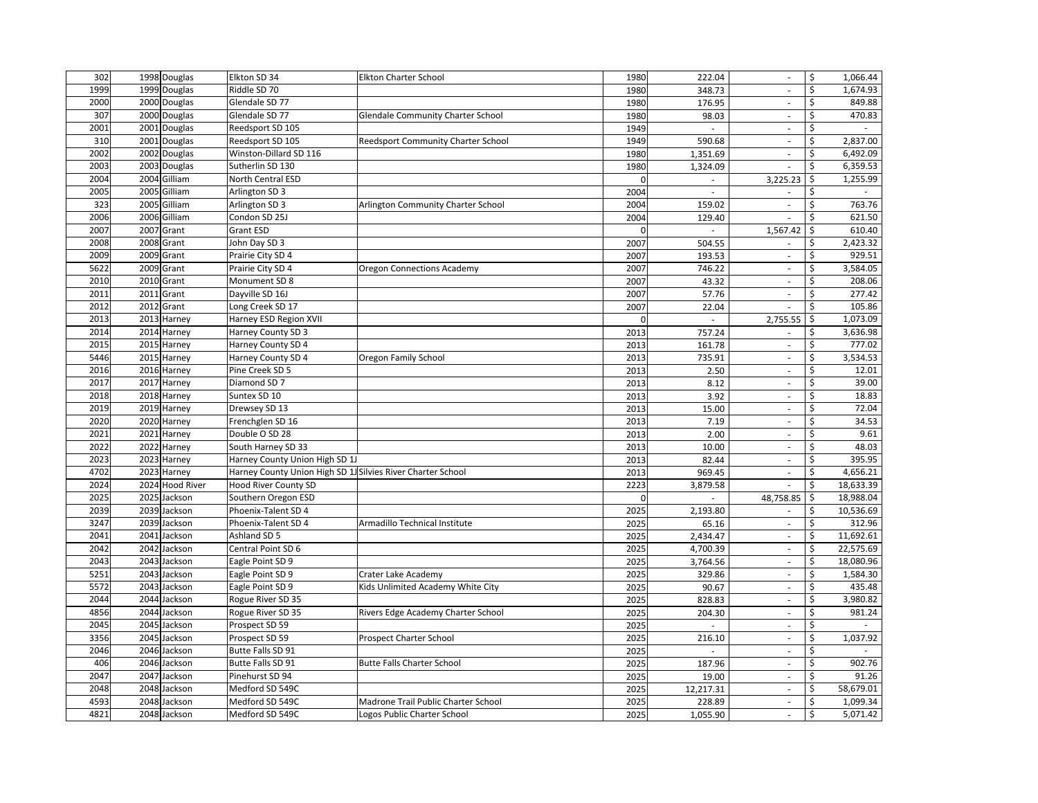| 302 | 1998 | Douglas | Elkton SD 34 | Elkton Charter School | 1980 | 222.04 | - | $ | 1,066.44 |
|---|---|---|---|---|---|---|---|---|---|
| 1999 | 1999 | Douglas | Riddle SD 70 | | 1980 | 348.73 | - | $ | 1,674.93 |
| 2000 | 2000 | Douglas | Glendale SD 77 | | 1980 | 176.95 | - | $ | 849.88 |
| 307 | 2000 | Douglas | Glendale SD 77 | Glendale Community Charter School | 1980 | 98.03 | - | $ | 470.83 |
| 2001 | 2001 | Douglas | Reedsport SD 105 | | 1949 | - | - | $ | - |
| 310 | 2001 | Douglas | Reedsport SD 105 | Reedsport Community Charter School | 1949 | 590.68 | - | $ | 2,837.00 |
| 2002 | 2002 | Douglas | Winston-Dillard SD 116 | | 1980 | 1,351.69 | - | $ | 6,492.09 |
| 2003 | 2003 | Douglas | Sutherlin SD 130 | | 1980 | 1,324.09 | - | $ | 6,359.53 |
| 2004 | 2004 | Gilliam | North Central ESD | | 0 | - | 3,225.23 | $ | 1,255.99 |
| 2005 | 2005 | Gilliam | Arlington SD 3 | | 2004 | - | - | $ | - |
| 323 | 2005 | Gilliam | Arlington SD 3 | Arlington Community Charter School | 2004 | 159.02 | - | $ | 763.76 |
| 2006 | 2006 | Gilliam | Condon SD 25J | | 2004 | 129.40 | - | $ | 621.50 |
| 2007 | 2007 | Grant | Grant ESD | | 0 | - | 1,567.42 | $ | 610.40 |
| 2008 | 2008 | Grant | John Day SD 3 | | 2007 | 504.55 | - | $ | 2,423.32 |
| 2009 | 2009 | Grant | Prairie City SD 4 | | 2007 | 193.53 | - | $ | 929.51 |
| 5622 | 2009 | Grant | Prairie City SD 4 | Oregon Connections Academy | 2007 | 746.22 | - | $ | 3,584.05 |
| 2010 | 2010 | Grant | Monument SD 8 | | 2007 | 43.32 | - | $ | 208.06 |
| 2011 | 2011 | Grant | Dayville SD 16J | | 2007 | 57.76 | - | $ | 277.42 |
| 2012 | 2012 | Grant | Long Creek SD 17 | | 2007 | 22.04 | - | $ | 105.86 |
| 2013 | 2013 | Harney | Harney ESD Region XVII | | 0 | - | 2,755.55 | $ | 1,073.09 |
| 2014 | 2014 | Harney | Harney County SD 3 | | 2013 | 757.24 | - | $ | 3,636.98 |
| 2015 | 2015 | Harney | Harney County SD 4 | | 2013 | 161.78 | - | $ | 777.02 |
| 5446 | 2015 | Harney | Harney County SD 4 | Oregon Family School | 2013 | 735.91 | - | $ | 3,534.53 |
| 2016 | 2016 | Harney | Pine Creek SD 5 | | 2013 | 2.50 | - | $ | 12.01 |
| 2017 | 2017 | Harney | Diamond SD 7 | | 2013 | 8.12 | - | $ | 39.00 |
| 2018 | 2018 | Harney | Suntex SD 10 | | 2013 | 3.92 | - | $ | 18.83 |
| 2019 | 2019 | Harney | Drewsey SD 13 | | 2013 | 15.00 | - | $ | 72.04 |
| 2020 | 2020 | Harney | Frenchglen SD 16 | | 2013 | 7.19 | - | $ | 34.53 |
| 2021 | 2021 | Harney | Double O SD 28 | | 2013 | 2.00 | - | $ | 9.61 |
| 2022 | 2022 | Harney | South Harney SD 33 | | 2013 | 10.00 | - | $ | 48.03 |
| 2023 | 2023 | Harney | Harney County Union High SD 1J | | 2013 | 82.44 | - | $ | 395.95 |
| 4702 | 2023 | Harney | Harney County Union High SD 1J | Silvies River Charter School | 2013 | 969.45 | - | $ | 4,656.21 |
| 2024 | 2024 | Hood River | Hood River County SD | | 2223 | 3,879.58 | - | $ | 18,633.39 |
| 2025 | 2025 | Jackson | Southern Oregon ESD | | 0 | - | 48,758.85 | $ | 18,988.04 |
| 2039 | 2039 | Jackson | Phoenix-Talent SD 4 | | 2025 | 2,193.80 | - | $ | 10,536.69 |
| 3247 | 2039 | Jackson | Phoenix-Talent SD 4 | Armadillo Technical Institute | 2025 | 65.16 | - | $ | 312.96 |
| 2041 | 2041 | Jackson | Ashland SD 5 | | 2025 | 2,434.47 | - | $ | 11,692.61 |
| 2042 | 2042 | Jackson | Central Point SD 6 | | 2025 | 4,700.39 | - | $ | 22,575.69 |
| 2043 | 2043 | Jackson | Eagle Point SD 9 | | 2025 | 3,764.56 | - | $ | 18,080.96 |
| 5251 | 2043 | Jackson | Eagle Point SD 9 | Crater Lake Academy | 2025 | 329.86 | - | $ | 1,584.30 |
| 5572 | 2043 | Jackson | Eagle Point SD 9 | Kids Unlimited Academy White City | 2025 | 90.67 | - | $ | 435.48 |
| 2044 | 2044 | Jackson | Rogue River SD 35 | | 2025 | 828.83 | - | $ | 3,980.82 |
| 4856 | 2044 | Jackson | Rogue River SD 35 | Rivers Edge Academy Charter School | 2025 | 204.30 | - | $ | 981.24 |
| 2045 | 2045 | Jackson | Prospect SD 59 | | 2025 | - | - | $ | - |
| 3356 | 2045 | Jackson | Prospect SD 59 | Prospect Charter School | 2025 | 216.10 | - | $ | 1,037.92 |
| 2046 | 2046 | Jackson | Butte Falls SD 91 | | 2025 | - | - | $ | - |
| 406 | 2046 | Jackson | Butte Falls SD 91 | Butte Falls Charter School | 2025 | 187.96 | - | $ | 902.76 |
| 2047 | 2047 | Jackson | Pinehurst SD 94 | | 2025 | 19.00 | - | $ | 91.26 |
| 2048 | 2048 | Jackson | Medford SD 549C | | 2025 | 12,217.31 | - | $ | 58,679.01 |
| 4593 | 2048 | Jackson | Medford SD 549C | Madrone Trail Public Charter School | 2025 | 228.89 | - | $ | 1,099.34 |
| 4821 | 2048 | Jackson | Medford SD 549C | Logos Public Charter School | 2025 | 1,055.90 | - | $ | 5,071.42 |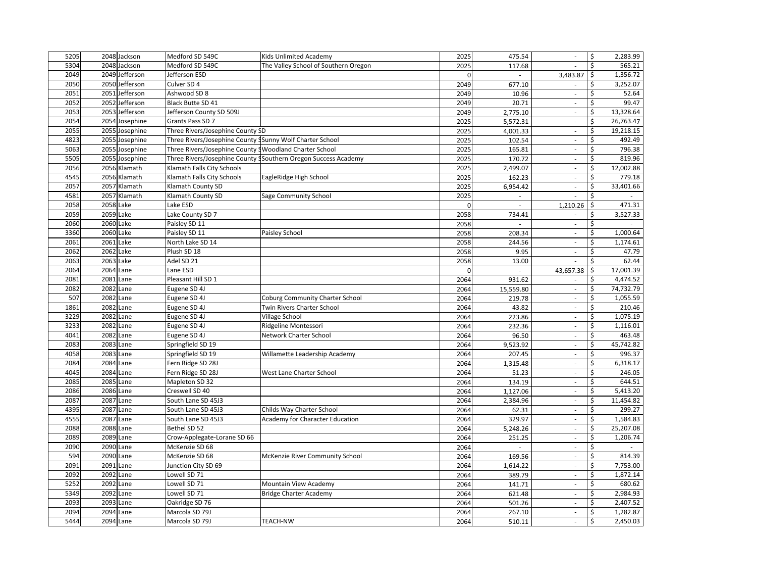| | | | | | | | |
|---|---|---|---|---|---|---|---|
| 5205 | 2048 Jackson | Medford SD 549C | Kids Unlimited Academy | 2025 | 475.54 | - | $ 2,283.99 |
| 5304 | 2048 Jackson | Medford SD 549C | The Valley School of Southern Oregon | 2025 | 117.68 | - | $ 565.21 |
| 2049 | 2049 Jefferson | Jefferson ESD | | 0 | - | 3,483.87 | $ 1,356.72 |
| 2050 | 2050 Jefferson | Culver SD 4 | | 2049 | 677.10 | - | $ 3,252.07 |
| 2051 | 2051 Jefferson | Ashwood SD 8 | | 2049 | 10.96 | - | $ 52.64 |
| 2052 | 2052 Jefferson | Black Butte SD 41 | | 2049 | 20.71 | - | $ 99.47 |
| 2053 | 2053 Jefferson | Jefferson County SD 509J | | 2049 | 2,775.10 | - | $ 13,328.64 |
| 2054 | 2054 Josephine | Grants Pass SD 7 | | 2025 | 5,572.31 | - | $ 26,763.47 |
| 2055 | 2055 Josephine | Three Rivers/Josephine County SD | | 2025 | 4,001.33 | - | $ 19,218.15 |
| 4823 | 2055 Josephine | Three Rivers/Josephine County S | Sunny Wolf Charter School | 2025 | 102.54 | - | $ 492.49 |
| 5063 | 2055 Josephine | Three Rivers/Josephine County S | Woodland Charter School | 2025 | 165.81 | - | $ 796.38 |
| 5505 | 2055 Josephine | Three Rivers/Josephine County S | Southern Oregon Success Academy | 2025 | 170.72 | - | $ 819.96 |
| 2056 | 2056 Klamath | Klamath Falls City Schools | | 2025 | 2,499.07 | - | $ 12,002.88 |
| 4545 | 2056 Klamath | Klamath Falls City Schools | EagleRidge High School | 2025 | 162.23 | - | $ 779.18 |
| 2057 | 2057 Klamath | Klamath County SD | | 2025 | 6,954.42 | - | $ 33,401.66 |
| 4581 | 2057 Klamath | Klamath County SD | Sage Community School | 2025 | - | - | $ - |
| 2058 | 2058 Lake | Lake ESD | | 0 | - | 1,210.26 | $ 471.31 |
| 2059 | 2059 Lake | Lake County SD 7 | | 2058 | 734.41 | - | $ 3,527.33 |
| 2060 | 2060 Lake | Paisley SD 11 | | 2058 | - | - | $ - |
| 3360 | 2060 Lake | Paisley SD 11 | Paisley School | 2058 | 208.34 | - | $ 1,000.64 |
| 2061 | 2061 Lake | North Lake SD 14 | | 2058 | 244.56 | - | $ 1,174.61 |
| 2062 | 2062 Lake | Plush SD 18 | | 2058 | 9.95 | - | $ 47.79 |
| 2063 | 2063 Lake | Adel SD 21 | | 2058 | 13.00 | - | $ 62.44 |
| 2064 | 2064 Lane | Lane ESD | | 0 | - | 43,657.38 | $ 17,001.39 |
| 2081 | 2081 Lane | Pleasant Hill SD 1 | | 2064 | 931.62 | - | $ 4,474.52 |
| 2082 | 2082 Lane | Eugene SD 4J | | 2064 | 15,559.80 | - | $ 74,732.79 |
| 507 | 2082 Lane | Eugene SD 4J | Coburg Community Charter School | 2064 | 219.78 | - | $ 1,055.59 |
| 1861 | 2082 Lane | Eugene SD 4J | Twin Rivers Charter School | 2064 | 43.82 | - | $ 210.46 |
| 3229 | 2082 Lane | Eugene SD 4J | Village School | 2064 | 223.86 | - | $ 1,075.19 |
| 3233 | 2082 Lane | Eugene SD 4J | Ridgeline Montessori | 2064 | 232.36 | - | $ 1,116.01 |
| 4041 | 2082 Lane | Eugene SD 4J | Network Charter School | 2064 | 96.50 | - | $ 463.48 |
| 2083 | 2083 Lane | Springfield SD 19 | | 2064 | 9,523.92 | - | $ 45,742.82 |
| 4058 | 2083 Lane | Springfield SD 19 | Willamette Leadership Academy | 2064 | 207.45 | - | $ 996.37 |
| 2084 | 2084 Lane | Fern Ridge SD 28J | | 2064 | 1,315.48 | - | $ 6,318.17 |
| 4045 | 2084 Lane | Fern Ridge SD 28J | West Lane Charter School | 2064 | 51.23 | - | $ 246.05 |
| 2085 | 2085 Lane | Mapleton SD 32 | | 2064 | 134.19 | - | $ 644.51 |
| 2086 | 2086 Lane | Creswell SD 40 | | 2064 | 1,127.06 | - | $ 5,413.20 |
| 2087 | 2087 Lane | South Lane SD 45J3 | | 2064 | 2,384.96 | - | $ 11,454.82 |
| 4395 | 2087 Lane | South Lane SD 45J3 | Childs Way Charter School | 2064 | 62.31 | - | $ 299.27 |
| 4555 | 2087 Lane | South Lane SD 45J3 | Academy for Character Education | 2064 | 329.97 | - | $ 1,584.83 |
| 2088 | 2088 Lane | Bethel SD 52 | | 2064 | 5,248.26 | - | $ 25,207.08 |
| 2089 | 2089 Lane | Crow-Applegate-Lorane SD 66 | | 2064 | 251.25 | - | $ 1,206.74 |
| 2090 | 2090 Lane | McKenzie SD 68 | | 2064 | - | - | $ - |
| 594 | 2090 Lane | McKenzie SD 68 | McKenzie River Community School | 2064 | 169.56 | - | $ 814.39 |
| 2091 | 2091 Lane | Junction City SD 69 | | 2064 | 1,614.22 | - | $ 7,753.00 |
| 2092 | 2092 Lane | Lowell SD 71 | | 2064 | 389.79 | - | $ 1,872.14 |
| 5252 | 2092 Lane | Lowell SD 71 | Mountain View Academy | 2064 | 141.71 | - | $ 680.62 |
| 5349 | 2092 Lane | Lowell SD 71 | Bridge Charter Academy | 2064 | 621.48 | - | $ 2,984.93 |
| 2093 | 2093 Lane | Oakridge SD 76 | | 2064 | 501.26 | - | $ 2,407.52 |
| 2094 | 2094 Lane | Marcola SD 79J | | 2064 | 267.10 | - | $ 1,282.87 |
| 5444 | 2094 Lane | Marcola SD 79J | TEACH-NW | 2064 | 510.11 | - | $ 2,450.03 |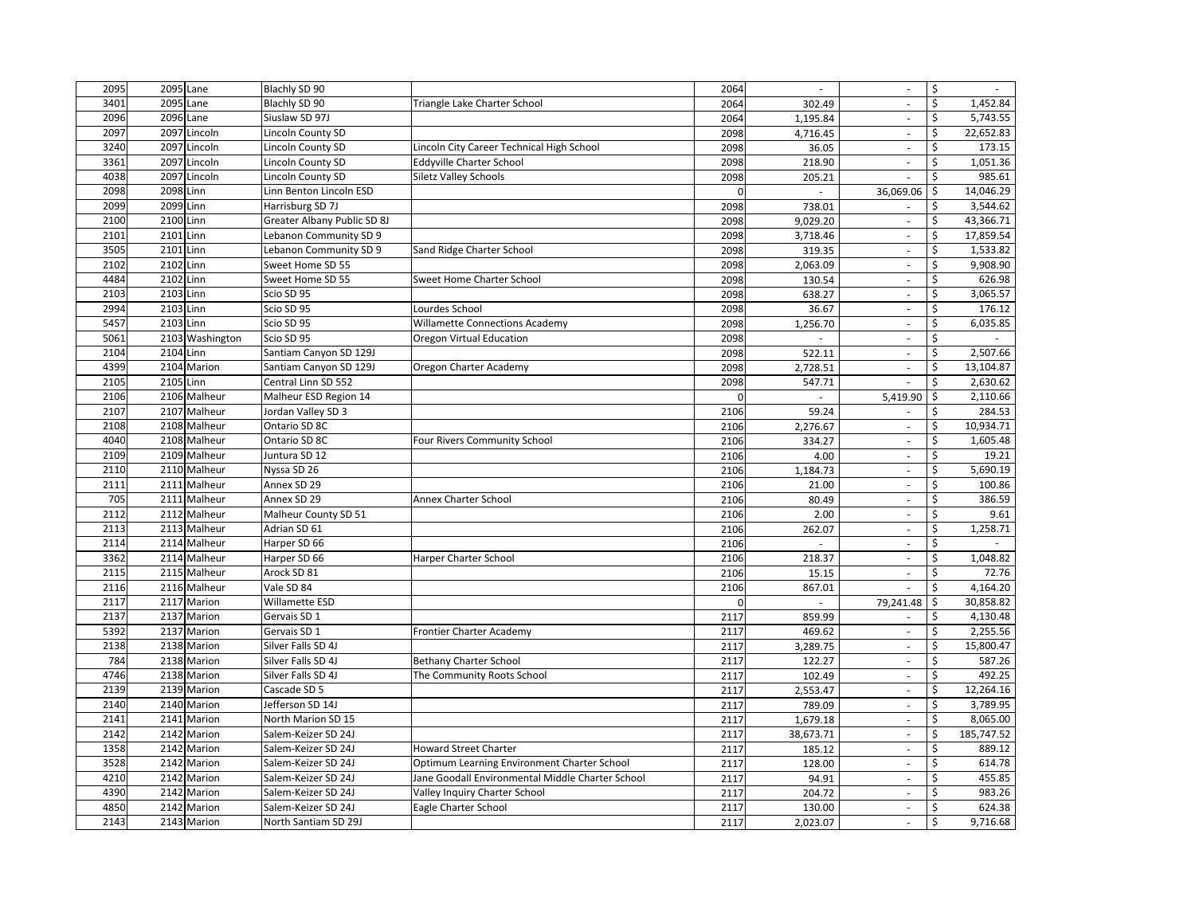| | | | | | | | | |
|---|---|---|---|---|---|---|---|---|
| 2095 | 2095 | Lane | Blachly SD 90 | | 2064 | - | - | $ - |
| 3401 | 2095 | Lane | Blachly SD 90 | Triangle Lake Charter School | 2064 | 302.49 | - | $ 1,452.84 |
| 2096 | 2096 | Lane | Siuslaw SD 97J | | 2064 | 1,195.84 | - | $ 5,743.55 |
| 2097 | 2097 | Lincoln | Lincoln County SD | | 2098 | 4,716.45 | - | $ 22,652.83 |
| 3240 | 2097 | Lincoln | Lincoln County SD | Lincoln City Career Technical High School | 2098 | 36.05 | - | $ 173.15 |
| 3361 | 2097 | Lincoln | Lincoln County SD | Eddyville Charter School | 2098 | 218.90 | - | $ 1,051.36 |
| 4038 | 2097 | Lincoln | Lincoln County SD | Siletz Valley Schools | 2098 | 205.21 | - | $ 985.61 |
| 2098 | 2098 | Linn | Linn Benton Lincoln ESD | | 0 | - | 36,069.06 | $ 14,046.29 |
| 2099 | 2099 | Linn | Harrisburg SD 7J | | 2098 | 738.01 | - | $ 3,544.62 |
| 2100 | 2100 | Linn | Greater Albany Public SD 8J | | 2098 | 9,029.20 | - | $ 43,366.71 |
| 2101 | 2101 | Linn | Lebanon Community SD 9 | | 2098 | 3,718.46 | - | $ 17,859.54 |
| 3505 | 2101 | Linn | Lebanon Community SD 9 | Sand Ridge Charter School | 2098 | 319.35 | - | $ 1,533.82 |
| 2102 | 2102 | Linn | Sweet Home SD 55 | | 2098 | 2,063.09 | - | $ 9,908.90 |
| 4484 | 2102 | Linn | Sweet Home SD 55 | Sweet Home Charter School | 2098 | 130.54 | - | $ 626.98 |
| 2103 | 2103 | Linn | Scio SD 95 | | 2098 | 638.27 | - | $ 3,065.57 |
| 2994 | 2103 | Linn | Scio SD 95 | Lourdes School | 2098 | 36.67 | - | $ 176.12 |
| 5457 | 2103 | Linn | Scio SD 95 | Willamette Connections Academy | 2098 | 1,256.70 | - | $ 6,035.85 |
| 5061 | 2103 | Washington | Scio SD 95 | Oregon Virtual Education | 2098 | - | - | $ - |
| 2104 | 2104 | Linn | Santiam Canyon SD 129J | | 2098 | 522.11 | - | $ 2,507.66 |
| 4399 | 2104 | Marion | Santiam Canyon SD 129J | Oregon Charter Academy | 2098 | 2,728.51 | - | $ 13,104.87 |
| 2105 | 2105 | Linn | Central Linn SD 552 | | 2098 | 547.71 | - | $ 2,630.62 |
| 2106 | 2106 | Malheur | Malheur ESD Region 14 | | 0 | - | 5,419.90 | $ 2,110.66 |
| 2107 | 2107 | Malheur | Jordan Valley SD 3 | | 2106 | 59.24 | - | $ 284.53 |
| 2108 | 2108 | Malheur | Ontario SD 8C | | 2106 | 2,276.67 | - | $ 10,934.71 |
| 4040 | 2108 | Malheur | Ontario SD 8C | Four Rivers Community School | 2106 | 334.27 | - | $ 1,605.48 |
| 2109 | 2109 | Malheur | Juntura SD 12 | | 2106 | 4.00 | - | $ 19.21 |
| 2110 | 2110 | Malheur | Nyssa SD 26 | | 2106 | 1,184.73 | - | $ 5,690.19 |
| 2111 | 2111 | Malheur | Annex SD 29 | | 2106 | 21.00 | - | $ 100.86 |
| 705 | 2111 | Malheur | Annex SD 29 | Annex Charter School | 2106 | 80.49 | - | $ 386.59 |
| 2112 | 2112 | Malheur | Malheur County SD 51 | | 2106 | 2.00 | - | $ 9.61 |
| 2113 | 2113 | Malheur | Adrian SD 61 | | 2106 | 262.07 | - | $ 1,258.71 |
| 2114 | 2114 | Malheur | Harper SD 66 | | 2106 | - | - | $ - |
| 3362 | 2114 | Malheur | Harper SD 66 | Harper Charter School | 2106 | 218.37 | - | $ 1,048.82 |
| 2115 | 2115 | Malheur | Arock SD 81 | | 2106 | 15.15 | - | $ 72.76 |
| 2116 | 2116 | Malheur | Vale SD 84 | | 2106 | 867.01 | - | $ 4,164.20 |
| 2117 | 2117 | Marion | Willamette ESD | | 0 | - | 79,241.48 | $ 30,858.82 |
| 2137 | 2137 | Marion | Gervais SD 1 | | 2117 | 859.99 | - | $ 4,130.48 |
| 5392 | 2137 | Marion | Gervais SD 1 | Frontier Charter Academy | 2117 | 469.62 | - | $ 2,255.56 |
| 2138 | 2138 | Marion | Silver Falls SD 4J | | 2117 | 3,289.75 | - | $ 15,800.47 |
| 784 | 2138 | Marion | Silver Falls SD 4J | Bethany Charter School | 2117 | 122.27 | - | $ 587.26 |
| 4746 | 2138 | Marion | Silver Falls SD 4J | The Community Roots School | 2117 | 102.49 | - | $ 492.25 |
| 2139 | 2139 | Marion | Cascade SD 5 | | 2117 | 2,553.47 | - | $ 12,264.16 |
| 2140 | 2140 | Marion | Jefferson SD 14J | | 2117 | 789.09 | - | $ 3,789.95 |
| 2141 | 2141 | Marion | North Marion SD 15 | | 2117 | 1,679.18 | - | $ 8,065.00 |
| 2142 | 2142 | Marion | Salem-Keizer SD 24J | | 2117 | 38,673.71 | - | $ 185,747.52 |
| 1358 | 2142 | Marion | Salem-Keizer SD 24J | Howard Street Charter | 2117 | 185.12 | - | $ 889.12 |
| 3528 | 2142 | Marion | Salem-Keizer SD 24J | Optimum Learning Environment Charter School | 2117 | 128.00 | - | $ 614.78 |
| 4210 | 2142 | Marion | Salem-Keizer SD 24J | Jane Goodall Environmental Middle Charter School | 2117 | 94.91 | - | $ 455.85 |
| 4390 | 2142 | Marion | Salem-Keizer SD 24J | Valley Inquiry Charter School | 2117 | 204.72 | - | $ 983.26 |
| 4850 | 2142 | Marion | Salem-Keizer SD 24J | Eagle Charter School | 2117 | 130.00 | - | $ 624.38 |
| 2143 | 2143 | Marion | North Santiam SD 29J | | 2117 | 2,023.07 | - | $ 9,716.68 |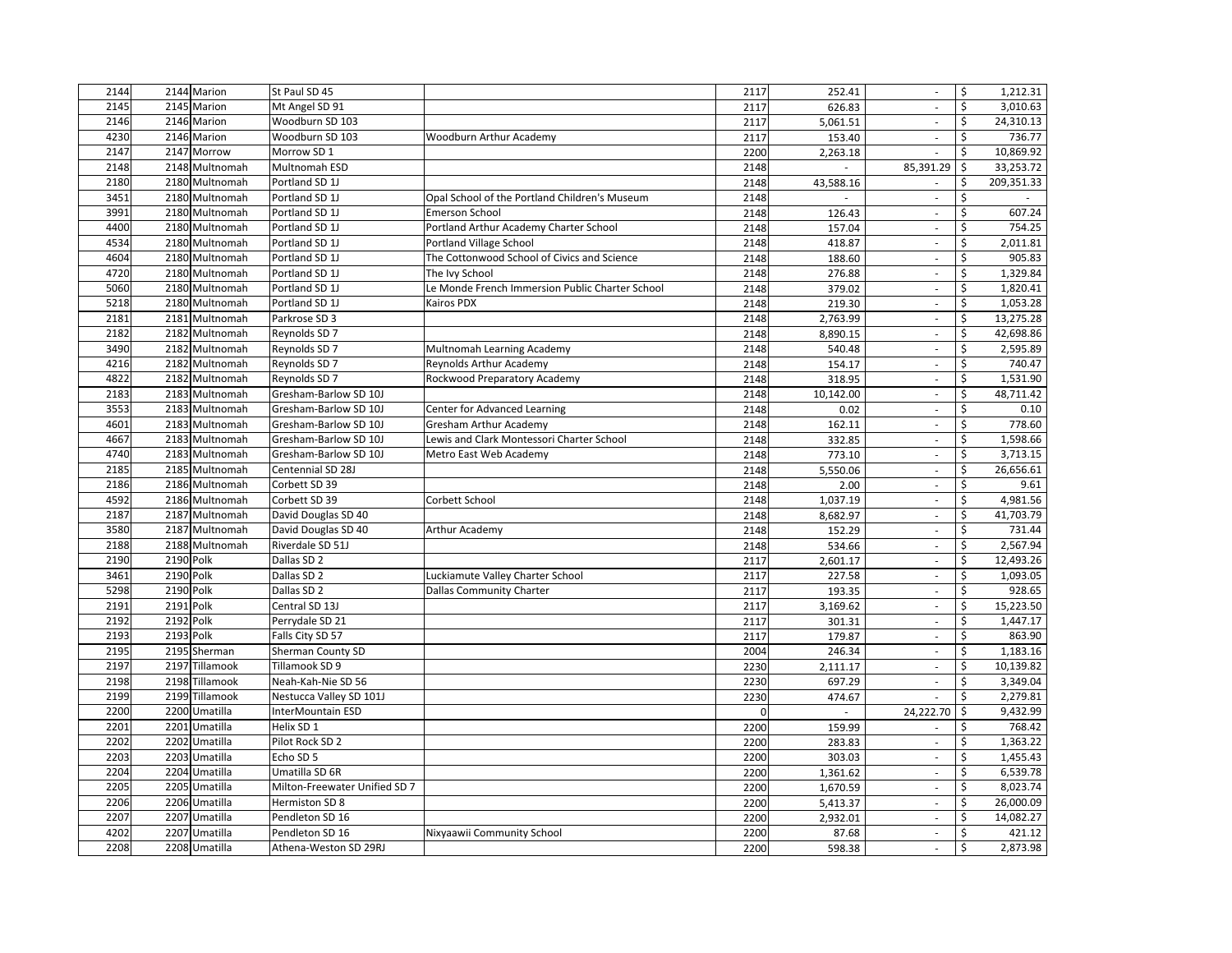| 2144 | 2144 | Marion | St Paul SD 45 | | 2117 | 252.41 | - | $ | 1,212.31 |
|---|---|---|---|---|---|---|---|---|---|
| 2145 | 2145 | Marion | Mt Angel SD 91 | | 2117 | 626.83 | - | $ | 3,010.63 |
| 2146 | 2146 | Marion | Woodburn SD 103 | | 2117 | 5,061.51 | - | $ | 24,310.13 |
| 4230 | 2146 | Marion | Woodburn SD 103 | Woodburn Arthur Academy | 2117 | 153.40 | - | $ | 736.77 |
| 2147 | 2147 | Morrow | Morrow SD 1 | | 2200 | 2,263.18 | - | $ | 10,869.92 |
| 2148 | 2148 | Multnomah | Multnomah ESD | | 2148 | - | 85,391.29 | $ | 33,253.72 |
| 2180 | 2180 | Multnomah | Portland SD 1J | | 2148 | 43,588.16 | - | $ | 209,351.33 |
| 3451 | 2180 | Multnomah | Portland SD 1J | Opal School of the Portland Children's Museum | 2148 | - | - | $ | - |
| 3991 | 2180 | Multnomah | Portland SD 1J | Emerson School | 2148 | 126.43 | - | $ | 607.24 |
| 4400 | 2180 | Multnomah | Portland SD 1J | Portland Arthur Academy Charter School | 2148 | 157.04 | - | $ | 754.25 |
| 4534 | 2180 | Multnomah | Portland SD 1J | Portland Village School | 2148 | 418.87 | - | $ | 2,011.81 |
| 4604 | 2180 | Multnomah | Portland SD 1J | The Cottonwood School of Civics and Science | 2148 | 188.60 | - | $ | 905.83 |
| 4720 | 2180 | Multnomah | Portland SD 1J | The Ivy School | 2148 | 276.88 | - | $ | 1,329.84 |
| 5060 | 2180 | Multnomah | Portland SD 1J | Le Monde French Immersion Public Charter School | 2148 | 379.02 | - | $ | 1,820.41 |
| 5218 | 2180 | Multnomah | Portland SD 1J | Kairos PDX | 2148 | 219.30 | - | $ | 1,053.28 |
| 2181 | 2181 | Multnomah | Parkrose SD 3 | | 2148 | 2,763.99 | - | $ | 13,275.28 |
| 2182 | 2182 | Multnomah | Reynolds SD 7 | | 2148 | 8,890.15 | - | $ | 42,698.86 |
| 3490 | 2182 | Multnomah | Reynolds SD 7 | Multnomah Learning Academy | 2148 | 540.48 | - | $ | 2,595.89 |
| 4216 | 2182 | Multnomah | Reynolds SD 7 | Reynolds Arthur Academy | 2148 | 154.17 | - | $ | 740.47 |
| 4822 | 2182 | Multnomah | Reynolds SD 7 | Rockwood Preparatory Academy | 2148 | 318.95 | - | $ | 1,531.90 |
| 2183 | 2183 | Multnomah | Gresham-Barlow SD 10J | | 2148 | 10,142.00 | - | $ | 48,711.42 |
| 3553 | 2183 | Multnomah | Gresham-Barlow SD 10J | Center for Advanced Learning | 2148 | 0.02 | - | $ | 0.10 |
| 4601 | 2183 | Multnomah | Gresham-Barlow SD 10J | Gresham Arthur Academy | 2148 | 162.11 | - | $ | 778.60 |
| 4667 | 2183 | Multnomah | Gresham-Barlow SD 10J | Lewis and Clark Montessori Charter School | 2148 | 332.85 | - | $ | 1,598.66 |
| 4740 | 2183 | Multnomah | Gresham-Barlow SD 10J | Metro East Web Academy | 2148 | 773.10 | - | $ | 3,713.15 |
| 2185 | 2185 | Multnomah | Centennial SD 28J | | 2148 | 5,550.06 | - | $ | 26,656.61 |
| 2186 | 2186 | Multnomah | Corbett SD 39 | | 2148 | 2.00 | - | $ | 9.61 |
| 4592 | 2186 | Multnomah | Corbett SD 39 | Corbett School | 2148 | 1,037.19 | - | $ | 4,981.56 |
| 2187 | 2187 | Multnomah | David Douglas SD 40 | | 2148 | 8,682.97 | - | $ | 41,703.79 |
| 3580 | 2187 | Multnomah | David Douglas SD 40 | Arthur Academy | 2148 | 152.29 | - | $ | 731.44 |
| 2188 | 2188 | Multnomah | Riverdale SD 51J | | 2148 | 534.66 | - | $ | 2,567.94 |
| 2190 | 2190 | Polk | Dallas SD 2 | | 2117 | 2,601.17 | - | $ | 12,493.26 |
| 3461 | 2190 | Polk | Dallas SD 2 | Luckiamute Valley Charter School | 2117 | 227.58 | - | $ | 1,093.05 |
| 5298 | 2190 | Polk | Dallas SD 2 | Dallas Community Charter | 2117 | 193.35 | - | $ | 928.65 |
| 2191 | 2191 | Polk | Central SD 13J | | 2117 | 3,169.62 | - | $ | 15,223.50 |
| 2192 | 2192 | Polk | Perrydale SD 21 | | 2117 | 301.31 | - | $ | 1,447.17 |
| 2193 | 2193 | Polk | Falls City SD 57 | | 2117 | 179.87 | - | $ | 863.90 |
| 2195 | 2195 | Sherman | Sherman County SD | | 2004 | 246.34 | - | $ | 1,183.16 |
| 2197 | 2197 | Tillamook | Tillamook SD 9 | | 2230 | 2,111.17 | - | $ | 10,139.82 |
| 2198 | 2198 | Tillamook | Neah-Kah-Nie SD 56 | | 2230 | 697.29 | - | $ | 3,349.04 |
| 2199 | 2199 | Tillamook | Nestucca Valley SD 101J | | 2230 | 474.67 | - | $ | 2,279.81 |
| 2200 | 2200 | Umatilla | InterMountain ESD | | 0 | - | 24,222.70 | $ | 9,432.99 |
| 2201 | 2201 | Umatilla | Helix SD 1 | | 2200 | 159.99 | - | $ | 768.42 |
| 2202 | 2202 | Umatilla | Pilot Rock SD 2 | | 2200 | 283.83 | - | $ | 1,363.22 |
| 2203 | 2203 | Umatilla | Echo SD 5 | | 2200 | 303.03 | - | $ | 1,455.43 |
| 2204 | 2204 | Umatilla | Umatilla SD 6R | | 2200 | 1,361.62 | - | $ | 6,539.78 |
| 2205 | 2205 | Umatilla | Milton-Freewater Unified SD 7 | | 2200 | 1,670.59 | - | $ | 8,023.74 |
| 2206 | 2206 | Umatilla | Hermiston SD 8 | | 2200 | 5,413.37 | - | $ | 26,000.09 |
| 2207 | 2207 | Umatilla | Pendleton SD 16 | | 2200 | 2,932.01 | - | $ | 14,082.27 |
| 4202 | 2207 | Umatilla | Pendleton SD 16 | Nixyaawii Community School | 2200 | 87.68 | - | $ | 421.12 |
| 2208 | 2208 | Umatilla | Athena-Weston SD 29RJ | | 2200 | 598.38 | - | $ | 2,873.98 |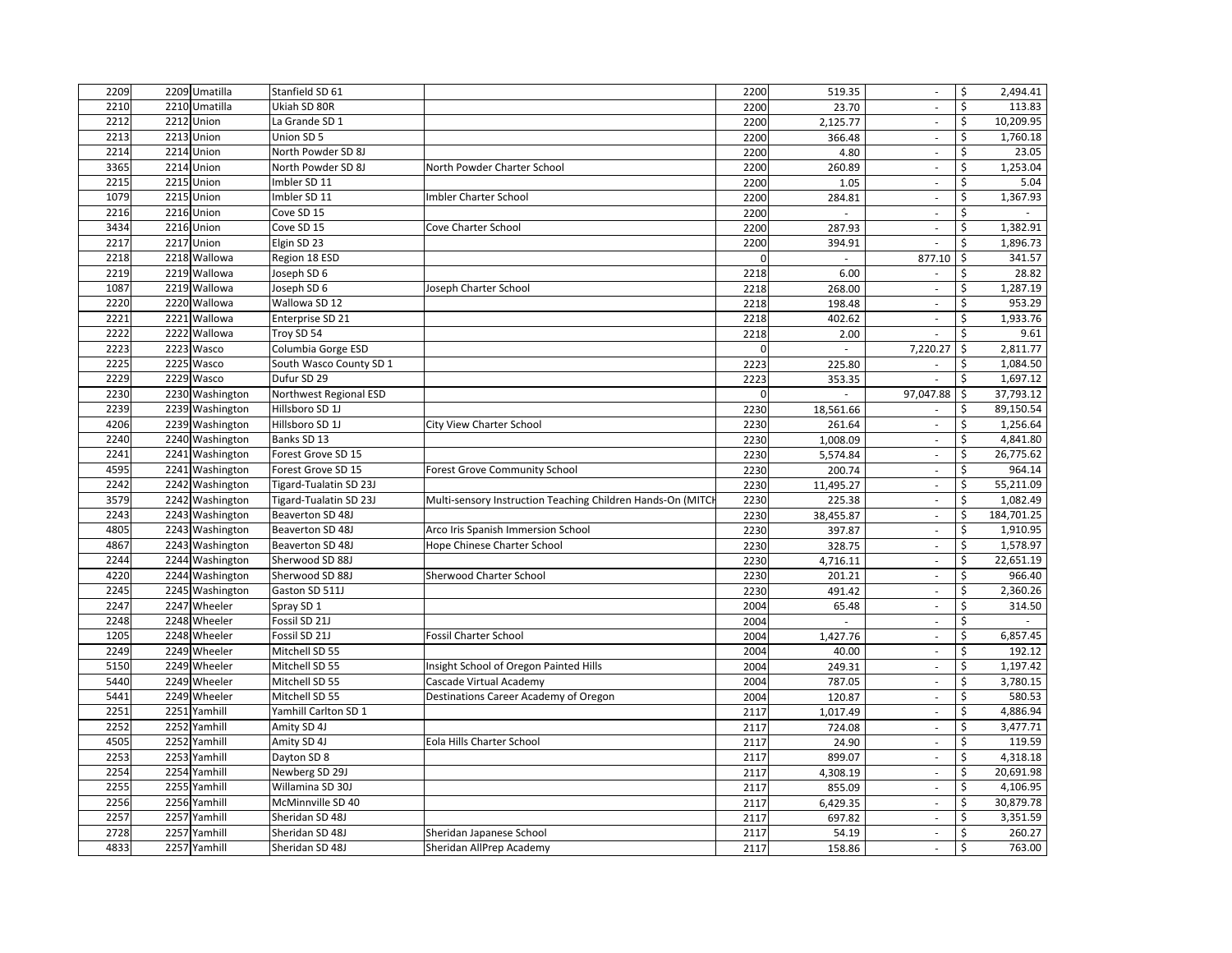| | | | | | | | |
|---|---|---|---|---|---|---|---|
| 2209 | 2209 Umatilla | Stanfield SD 61 | | 2200 | 519.35 | - | $ 2,494.41 |
| 2210 | 2210 Umatilla | Ukiah SD 80R | | 2200 | 23.70 | - | $ 113.83 |
| 2212 | 2212 Union | La Grande SD 1 | | 2200 | 2,125.77 | - | $ 10,209.95 |
| 2213 | 2213 Union | Union SD 5 | | 2200 | 366.48 | - | $ 1,760.18 |
| 2214 | 2214 Union | North Powder SD 8J | | 2200 | 4.80 | - | $ 23.05 |
| 3365 | 2214 Union | North Powder SD 8J | North Powder Charter School | 2200 | 260.89 | - | $ 1,253.04 |
| 2215 | 2215 Union | Imbler SD 11 | | 2200 | 1.05 | - | $ 5.04 |
| 1079 | 2215 Union | Imbler SD 11 | Imbler Charter School | 2200 | 284.81 | - | $ 1,367.93 |
| 2216 | 2216 Union | Cove SD 15 | | 2200 | - | - | $ - |
| 3434 | 2216 Union | Cove SD 15 | Cove Charter School | 2200 | 287.93 | - | $ 1,382.91 |
| 2217 | 2217 Union | Elgin SD 23 | | 2200 | 394.91 | - | $ 1,896.73 |
| 2218 | 2218 Wallowa | Region 18 ESD | | 0 | - | 877.10 | $ 341.57 |
| 2219 | 2219 Wallowa | Joseph SD 6 | | 2218 | 6.00 | - | $ 28.82 |
| 1087 | 2219 Wallowa | Joseph SD 6 | Joseph Charter School | 2218 | 268.00 | - | $ 1,287.19 |
| 2220 | 2220 Wallowa | Wallowa SD 12 | | 2218 | 198.48 | - | $ 953.29 |
| 2221 | 2221 Wallowa | Enterprise SD 21 | | 2218 | 402.62 | - | $ 1,933.76 |
| 2222 | 2222 Wallowa | Troy SD 54 | | 2218 | 2.00 | - | $ 9.61 |
| 2223 | 2223 Wasco | Columbia Gorge ESD | | 0 | - | 7,220.27 | $ 2,811.77 |
| 2225 | 2225 Wasco | South Wasco County SD 1 | | 2223 | 225.80 | - | $ 1,084.50 |
| 2229 | 2229 Wasco | Dufur SD 29 | | 2223 | 353.35 | - | $ 1,697.12 |
| 2230 | 2230 Washington | Northwest Regional ESD | | 0 | - | 97,047.88 | $ 37,793.12 |
| 2239 | 2239 Washington | Hillsboro SD 1J | | 2230 | 18,561.66 | - | $ 89,150.54 |
| 4206 | 2239 Washington | Hillsboro SD 1J | City View Charter School | 2230 | 261.64 | - | $ 1,256.64 |
| 2240 | 2240 Washington | Banks SD 13 | | 2230 | 1,008.09 | - | $ 4,841.80 |
| 2241 | 2241 Washington | Forest Grove SD 15 | | 2230 | 5,574.84 | - | $ 26,775.62 |
| 4595 | 2241 Washington | Forest Grove SD 15 | Forest Grove Community School | 2230 | 200.74 | - | $ 964.14 |
| 2242 | 2242 Washington | Tigard-Tualatin SD 23J | | 2230 | 11,495.27 | - | $ 55,211.09 |
| 3579 | 2242 Washington | Tigard-Tualatin SD 23J | Multi-sensory Instruction Teaching Children Hands-On (MITCH | 2230 | 225.38 | - | $ 1,082.49 |
| 2243 | 2243 Washington | Beaverton SD 48J | | 2230 | 38,455.87 | - | $ 184,701.25 |
| 4805 | 2243 Washington | Beaverton SD 48J | Arco Iris Spanish Immersion School | 2230 | 397.87 | - | $ 1,910.95 |
| 4867 | 2243 Washington | Beaverton SD 48J | Hope Chinese Charter School | 2230 | 328.75 | - | $ 1,578.97 |
| 2244 | 2244 Washington | Sherwood SD 88J | | 2230 | 4,716.11 | - | $ 22,651.19 |
| 4220 | 2244 Washington | Sherwood SD 88J | Sherwood Charter School | 2230 | 201.21 | - | $ 966.40 |
| 2245 | 2245 Washington | Gaston SD 511J | | 2230 | 491.42 | - | $ 2,360.26 |
| 2247 | 2247 Wheeler | Spray SD 1 | | 2004 | 65.48 | - | $ 314.50 |
| 2248 | 2248 Wheeler | Fossil SD 21J | | 2004 | - | - | $ - |
| 1205 | 2248 Wheeler | Fossil SD 21J | Fossil Charter School | 2004 | 1,427.76 | - | $ 6,857.45 |
| 2249 | 2249 Wheeler | Mitchell SD 55 | | 2004 | 40.00 | - | $ 192.12 |
| 5150 | 2249 Wheeler | Mitchell SD 55 | Insight School of Oregon Painted Hills | 2004 | 249.31 | - | $ 1,197.42 |
| 5440 | 2249 Wheeler | Mitchell SD 55 | Cascade Virtual Academy | 2004 | 787.05 | - | $ 3,780.15 |
| 5441 | 2249 Wheeler | Mitchell SD 55 | Destinations Career Academy of Oregon | 2004 | 120.87 | - | $ 580.53 |
| 2251 | 2251 Yamhill | Yamhill Carlton SD 1 | | 2117 | 1,017.49 | - | $ 4,886.94 |
| 2252 | 2252 Yamhill | Amity SD 4J | | 2117 | 724.08 | - | $ 3,477.71 |
| 4505 | 2252 Yamhill | Amity SD 4J | Eola Hills Charter School | 2117 | 24.90 | - | $ 119.59 |
| 2253 | 2253 Yamhill | Dayton SD 8 | | 2117 | 899.07 | - | $ 4,318.18 |
| 2254 | 2254 Yamhill | Newberg SD 29J | | 2117 | 4,308.19 | - | $ 20,691.98 |
| 2255 | 2255 Yamhill | Willamina SD 30J | | 2117 | 855.09 | - | $ 4,106.95 |
| 2256 | 2256 Yamhill | McMinnville SD 40 | | 2117 | 6,429.35 | - | $ 30,879.78 |
| 2257 | 2257 Yamhill | Sheridan SD 48J | | 2117 | 697.82 | - | $ 3,351.59 |
| 2728 | 2257 Yamhill | Sheridan SD 48J | Sheridan Japanese School | 2117 | 54.19 | - | $ 260.27 |
| 4833 | 2257 Yamhill | Sheridan SD 48J | Sheridan AllPrep Academy | 2117 | 158.86 | - | $ 763.00 |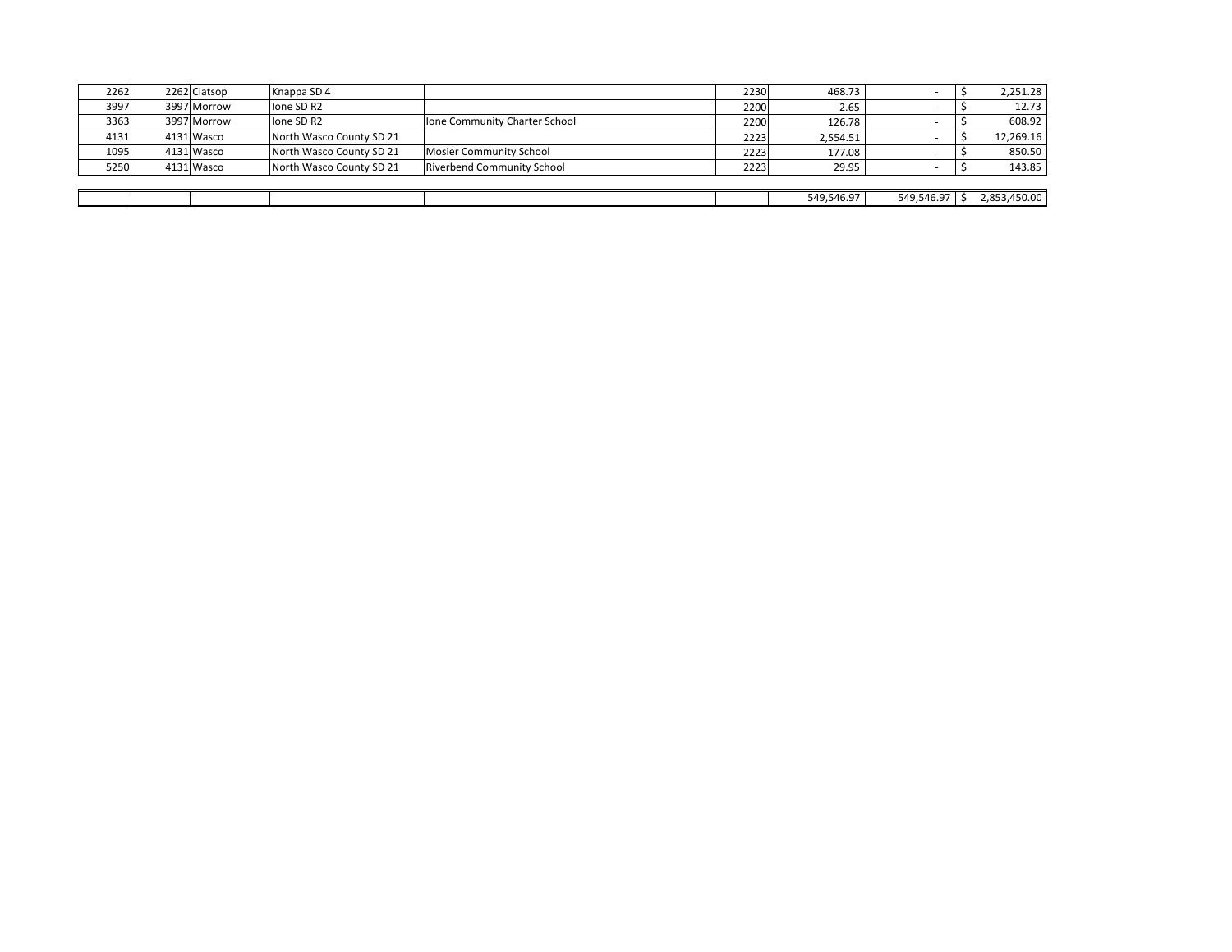| | | | | | | | | |
|---|---|---|---|---|---|---|---|---|
| 2262 | 2262 | Clatsop | Knappa SD 4 | | 2230 | 468.73 | - | $ 2,251.28 |
| 3997 | 3997 | Morrow | Ione SD R2 | | 2200 | 2.65 | - | $ 12.73 |
| 3363 | 3997 | Morrow | Ione SD R2 | Ione Community Charter School | 2200 | 126.78 | - | $ 608.92 |
| 4131 | 4131 | Wasco | North Wasco County SD 21 | | 2223 | 2,554.51 | - | $ 12,269.16 |
| 1095 | 4131 | Wasco | North Wasco County SD 21 | Mosier Community School | 2223 | 177.08 | - | $ 850.50 |
| 5250 | 4131 | Wasco | North Wasco County SD 21 | Riverbend Community School | 2223 | 29.95 | - | $ 143.85 |
| | | | | | | 549,546.97 | 549,546.97 | $ 2,853,450.00 |